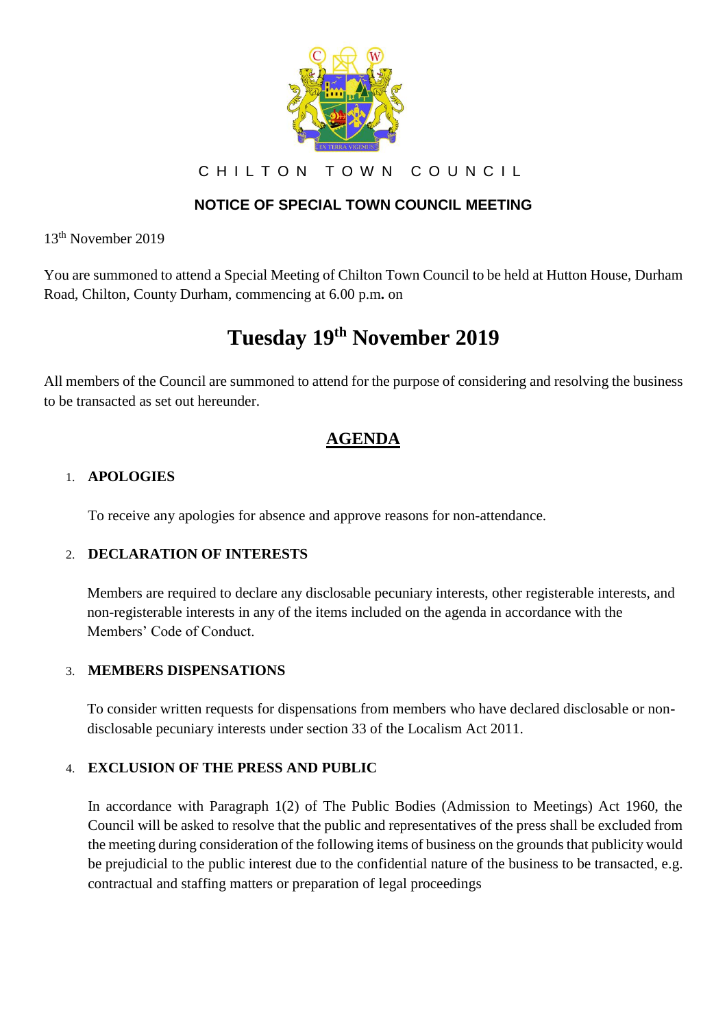# CHILTON TOWN COUNCIL

## NOTICE OF SPECIAL TOWN COUNCIL MEETING

13th November 2019

You are summoned to attend a Special Meeting of Chilton Town Council to be held at Hutton House, Durham Road, Chilton, County Durham, commencing at 6.00 p.m**.** on

# Tuesday 19th November 2019

All members of the Council are summoned to attend for the purpose of considering and resolving the business to be transacted as set out hereunder.

## AGENDA

1. **APOLOGIES**

   To receive any apologies for absence and approve reasons for non-attendance.

2. **DECLARATION OF INTERESTS**

   Members are required to declare any disclosable pecuniary interests, other registerable interests, and non-registerable interests in any of the items included on the agenda in accordance with the Members' Code of Conduct.

3. **MEMBERS DISPENSATIONS**

   To consider written requests for dispensations from members who have declared disclosable or non-disclosable pecuniary interests under section 33 of the Localism Act 2011.

4. **EXCLUSION OF THE PRESS AND PUBLIC**

   In accordance with Paragraph 1(2) of The Public Bodies (Admission to Meetings) Act 1960, the Council will be asked to resolve that the public and representatives of the press shall be excluded from the meeting during consideration of the following items of business on the grounds that publicity would be prejudicial to the public interest due to the confidential nature of the business to be transacted, e.g. contractual and staffing matters or preparation of legal proceedings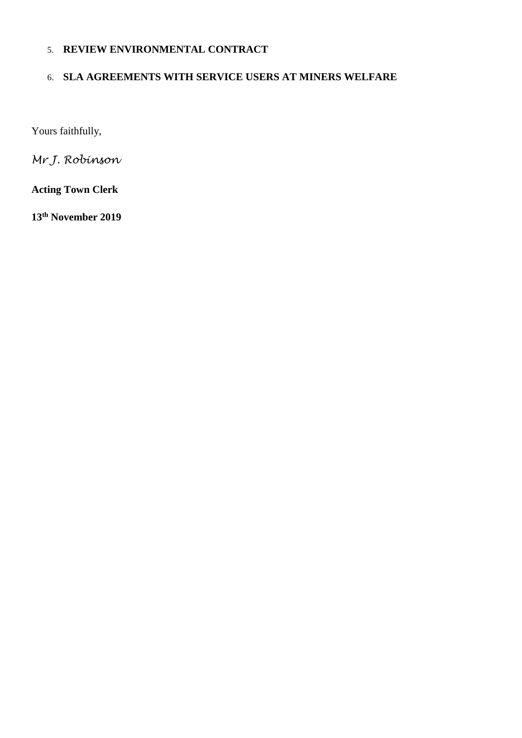5. **REVIEW ENVIRONMENTAL CONTRACT**

6. **SLA AGREEMENTS WITH SERVICE USERS AT MINERS WELFARE**

Yours faithfully,

*Mr J. Robinson*

**Acting Town Clerk**

**13th November 2019**